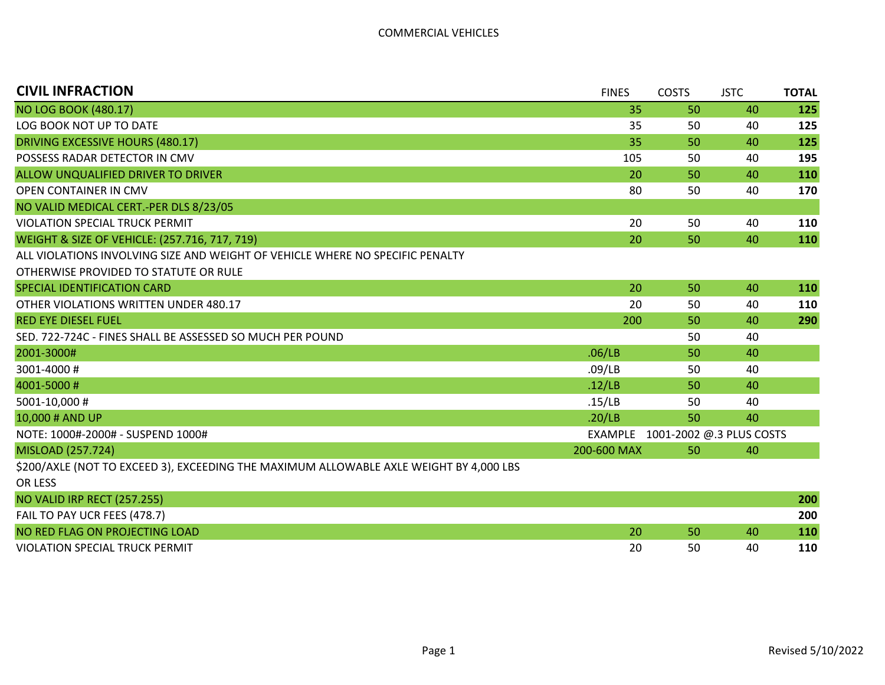COMMERCIAL VEHICLES

| CIVIL INFRACTION | FINES | COSTS | JSTC | TOTAL |
|---|---|---|---|---|
| NO LOG BOOK (480.17) | 35 | 50 | 40 | **125** |
| LOG BOOK NOT UP TO DATE | 35 | 50 | 40 | **125** |
| DRIVING EXCESSIVE HOURS (480.17) | 35 | 50 | 40 | **125** |
| POSSESS RADAR DETECTOR IN CMV | 105 | 50 | 40 | **195** |
| ALLOW UNQUALIFIED DRIVER TO DRIVER | 20 | 50 | 40 | **110** |
| OPEN CONTAINER IN CMV | 80 | 50 | 40 | **170** |
| NO VALID MEDICAL CERT.-PER DLS 8/23/05 | | | | |
| VIOLATION SPECIAL TRUCK PERMIT | 20 | 50 | 40 | **110** |
| WEIGHT & SIZE OF VEHICLE: (257.716, 717, 719) | 20 | 50 | 40 | **110** |
| ALL VIOLATIONS INVOLVING SIZE AND WEIGHT OF VEHICLE WHERE NO SPECIFIC PENALTY OTHERWISE PROVIDED TO STATUTE OR RULE | | | | |
| SPECIAL IDENTIFICATION CARD | 20 | 50 | 40 | **110** |
| OTHER VIOLATIONS WRITTEN UNDER 480.17 | 20 | 50 | 40 | **110** |
| RED EYE DIESEL FUEL | 200 | 50 | 40 | **290** |
| SED. 722-724C - FINES SHALL BE ASSESSED SO MUCH PER POUND | | 50 | 40 | |
| 2001-3000# | .06/LB | 50 | 40 | |
| 3001-4000 # | .09/LB | 50 | 40 | |
| 4001-5000 # | .12/LB | 50 | 40 | |
| 5001-10,000 # | .15/LB | 50 | 40 | |
| 10,000 # AND UP | .20/LB | 50 | 40 | |
| NOTE: 1000#-2000# - SUSPEND 1000# | EXAMPLE | 1001-2002 @.3 PLUS COSTS | | |
| MISLOAD (257.724) | 200-600 MAX | 50 | 40 | |
| $200/AXLE (NOT TO EXCEED 3), EXCEEDING THE MAXIMUM ALLOWABLE AXLE WEIGHT BY 4,000 LBS OR LESS | | | | |
| NO VALID IRP RECT (257.255) | | | | **200** |
| FAIL TO PAY UCR FEES (478.7) | | | | **200** |
| NO RED FLAG ON PROJECTING LOAD | 20 | 50 | 40 | **110** |
| VIOLATION SPECIAL TRUCK PERMIT | 20 | 50 | 40 | **110** |

Revised 5/10/2022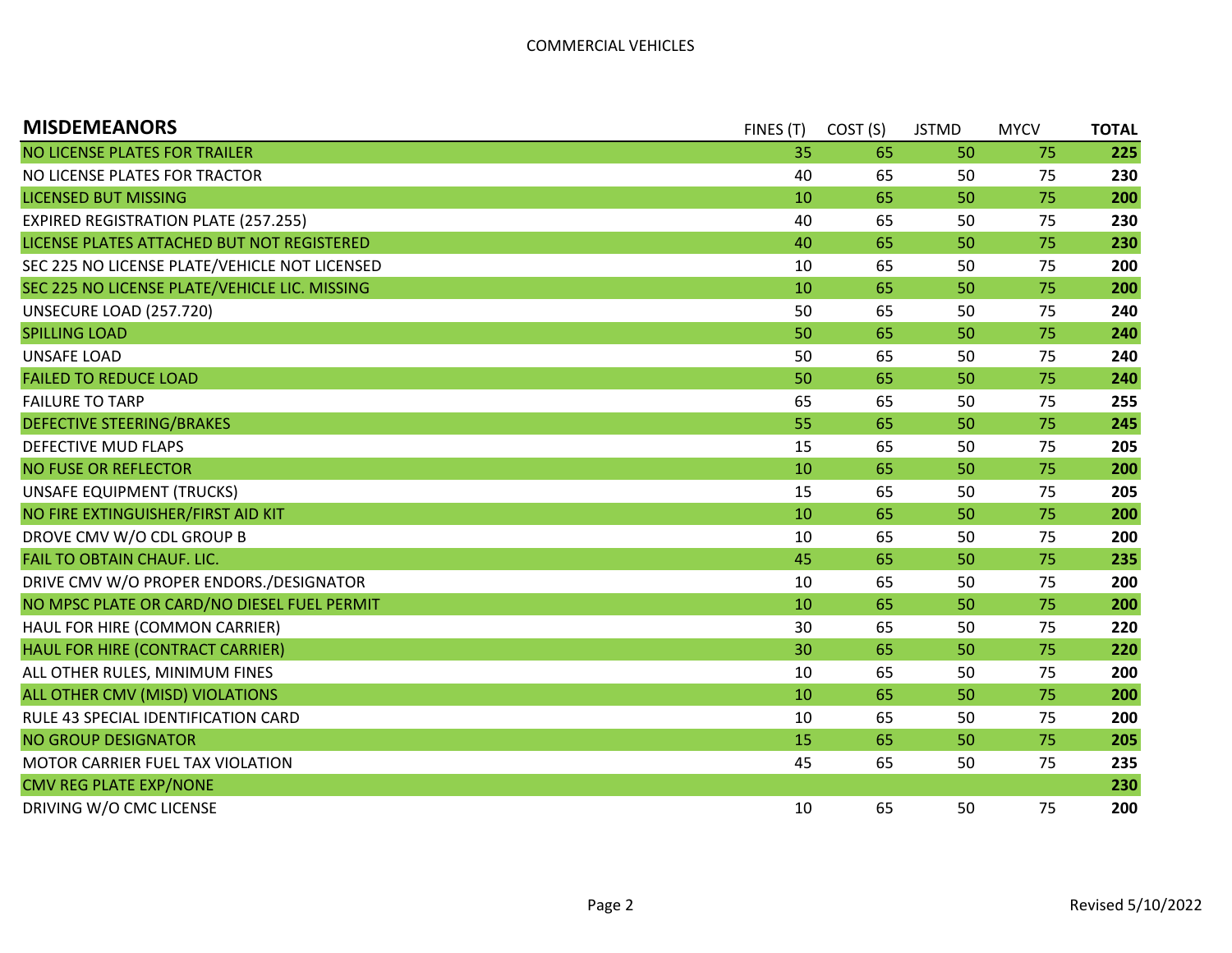COMMERCIAL VEHICLES

| MISDEMEANORS | FINES (T) | COST (S) | JSTMD | MYCV | TOTAL |
|---|---|---|---|---|---|
| NO LICENSE PLATES FOR TRAILER | 35 | 65 | 50 | 75 | **225** |
| NO LICENSE PLATES FOR TRACTOR | 40 | 65 | 50 | 75 | **230** |
| LICENSED BUT MISSING | 10 | 65 | 50 | 75 | **200** |
| EXPIRED REGISTRATION PLATE (257.255) | 40 | 65 | 50 | 75 | **230** |
| LICENSE PLATES ATTACHED BUT NOT REGISTERED | 40 | 65 | 50 | 75 | **230** |
| SEC 225 NO LICENSE PLATE/VEHICLE NOT LICENSED | 10 | 65 | 50 | 75 | **200** |
| SEC 225 NO LICENSE PLATE/VEHICLE LIC. MISSING | 10 | 65 | 50 | 75 | **200** |
| UNSECURE LOAD (257.720) | 50 | 65 | 50 | 75 | **240** |
| SPILLING LOAD | 50 | 65 | 50 | 75 | **240** |
| UNSAFE LOAD | 50 | 65 | 50 | 75 | **240** |
| FAILED TO REDUCE LOAD | 50 | 65 | 50 | 75 | **240** |
| FAILURE TO TARP | 65 | 65 | 50 | 75 | **255** |
| DEFECTIVE STEERING/BRAKES | 55 | 65 | 50 | 75 | **245** |
| DEFECTIVE MUD FLAPS | 15 | 65 | 50 | 75 | **205** |
| NO FUSE OR REFLECTOR | 10 | 65 | 50 | 75 | **200** |
| UNSAFE EQUIPMENT (TRUCKS) | 15 | 65 | 50 | 75 | **205** |
| NO FIRE EXTINGUISHER/FIRST AID KIT | 10 | 65 | 50 | 75 | **200** |
| DROVE CMV W/O CDL GROUP B | 10 | 65 | 50 | 75 | **200** |
| FAIL TO OBTAIN CHAUF. LIC. | 45 | 65 | 50 | 75 | **235** |
| DRIVE CMV W/O PROPER ENDORS./DESIGNATOR | 10 | 65 | 50 | 75 | **200** |
| NO MPSC PLATE OR CARD/NO DIESEL FUEL PERMIT | 10 | 65 | 50 | 75 | **200** |
| HAUL FOR HIRE (COMMON CARRIER) | 30 | 65 | 50 | 75 | **220** |
| HAUL FOR HIRE (CONTRACT CARRIER) | 30 | 65 | 50 | 75 | **220** |
| ALL OTHER RULES, MINIMUM FINES | 10 | 65 | 50 | 75 | **200** |
| ALL OTHER CMV (MISD) VIOLATIONS | 10 | 65 | 50 | 75 | **200** |
| RULE 43 SPECIAL IDENTIFICATION CARD | 10 | 65 | 50 | 75 | **200** |
| NO GROUP DESIGNATOR | 15 | 65 | 50 | 75 | **205** |
| MOTOR CARRIER FUEL TAX VIOLATION | 45 | 65 | 50 | 75 | **235** |
| CMV REG PLATE EXP/NONE | | | | | **230** |
| DRIVING W/O CMC LICENSE | 10 | 65 | 50 | 75 | **200** |

Revised 5/10/2022